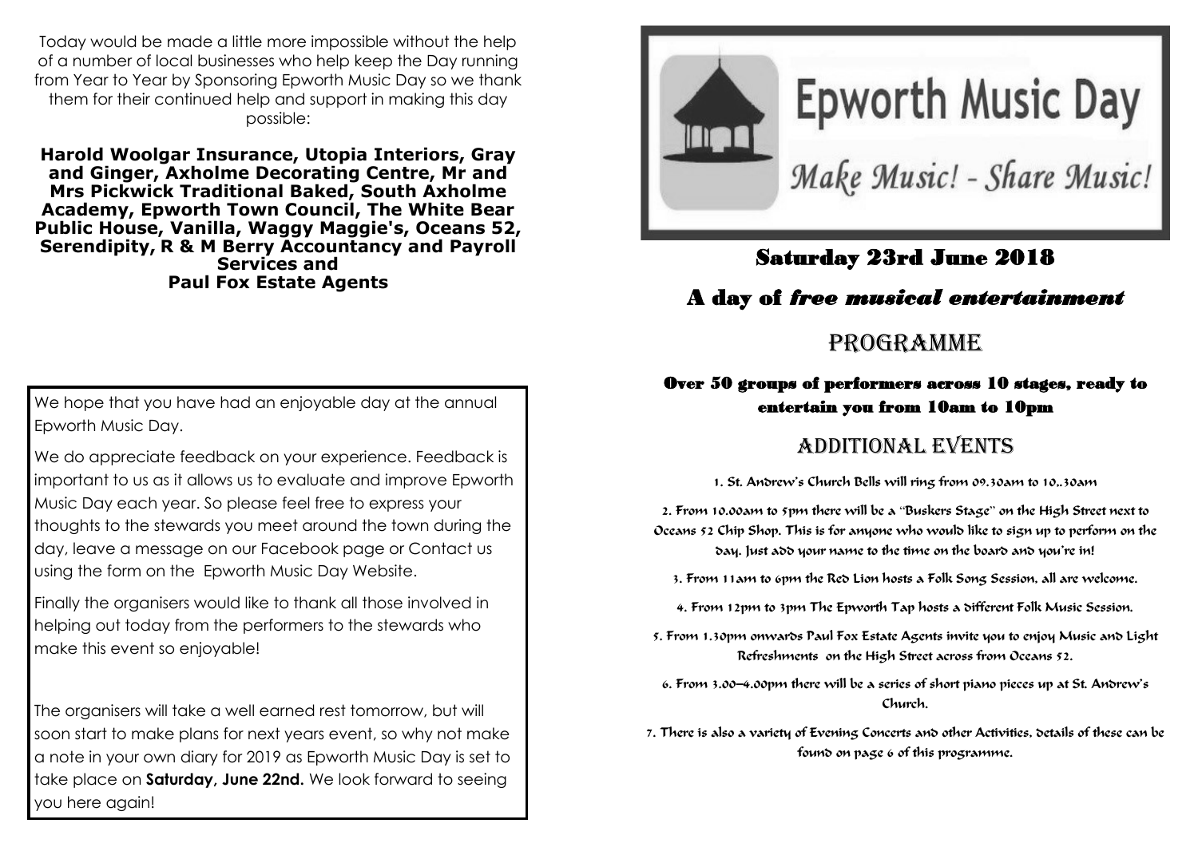Today would be made a little more impossible without the help of a number of local businesses who help keep the Day running from Year to Year by Sponsoring Epworth Music Day so we thank them for their continued help and support in making this day possible:

**Harold Woolgar Insurance, Utopia Interiors, Gray and Ginger, Axholme Decorating Centre, Mr and Mrs Pickwick Traditional Baked, South Axholme Academy, Epworth Town Council, The White Bear Public House, Vanilla, Waggy Maggie's, Oceans 52, Serendipity, R & M Berry Accountancy and Payroll Services and Paul Fox Estate Agents**

We hope that you have had an enjoyable day at the annual Epworth Music Day.

We do appreciate feedback on your experience. Feedback is important to us as it allows us to evaluate and improve Epworth Music Day each year. So please feel free to express your thoughts to the stewards you meet around the town during the day, leave a message on our Facebook page or Contact us using the form on the Epworth Music Day Website.

Finally the organisers would like to thank all those involved in helping out today from the performers to the stewards who make this event so enjoyable!

The organisers will take a well earned rest tomorrow, but will soon start to make plans for next years event, so why not make a note in your own diary for 2019 as Epworth Music Day is set to take place on **Saturday, June 22nd.** We look forward to seeing you here again!

# Epworth Music Day

*Make Music! - Share Music!*

## Saturday 23rd June 2018

## A day of *free musical entertainment*

## PROGRAMME

**Over 50 groups of performers across 10 stages, ready to entertain you from 10am to 10pm**

## ADDITIONAL EVENTS

1. St. Andrew's Church Bells will ring from 09.30am to 10..30am
2. From 10.00am to 5pm there will be a "Buskers Stage" on the High Street next to Oceans 52 Chip Shop. This is for anyone who would like to sign up to perform on the day. Just add your name to the time on the board and you're in!
3. From 11am to 6pm the Red Lion hosts a Folk Song Session, all are welcome.
4. From 12pm to 3pm The Epworth Tap hosts a different Folk Music Session.
5. From 1.30pm onwards Paul Fox Estate Agents invite you to enjoy Music and Light Refreshments on the High Street across from Oceans 52.
6. From 3.00–4.00pm there will be a series of short piano pieces up at St. Andrew's Church.
7. There is also a variety of Evening Concerts and other Activities, details of these can be found on page 6 of this programme.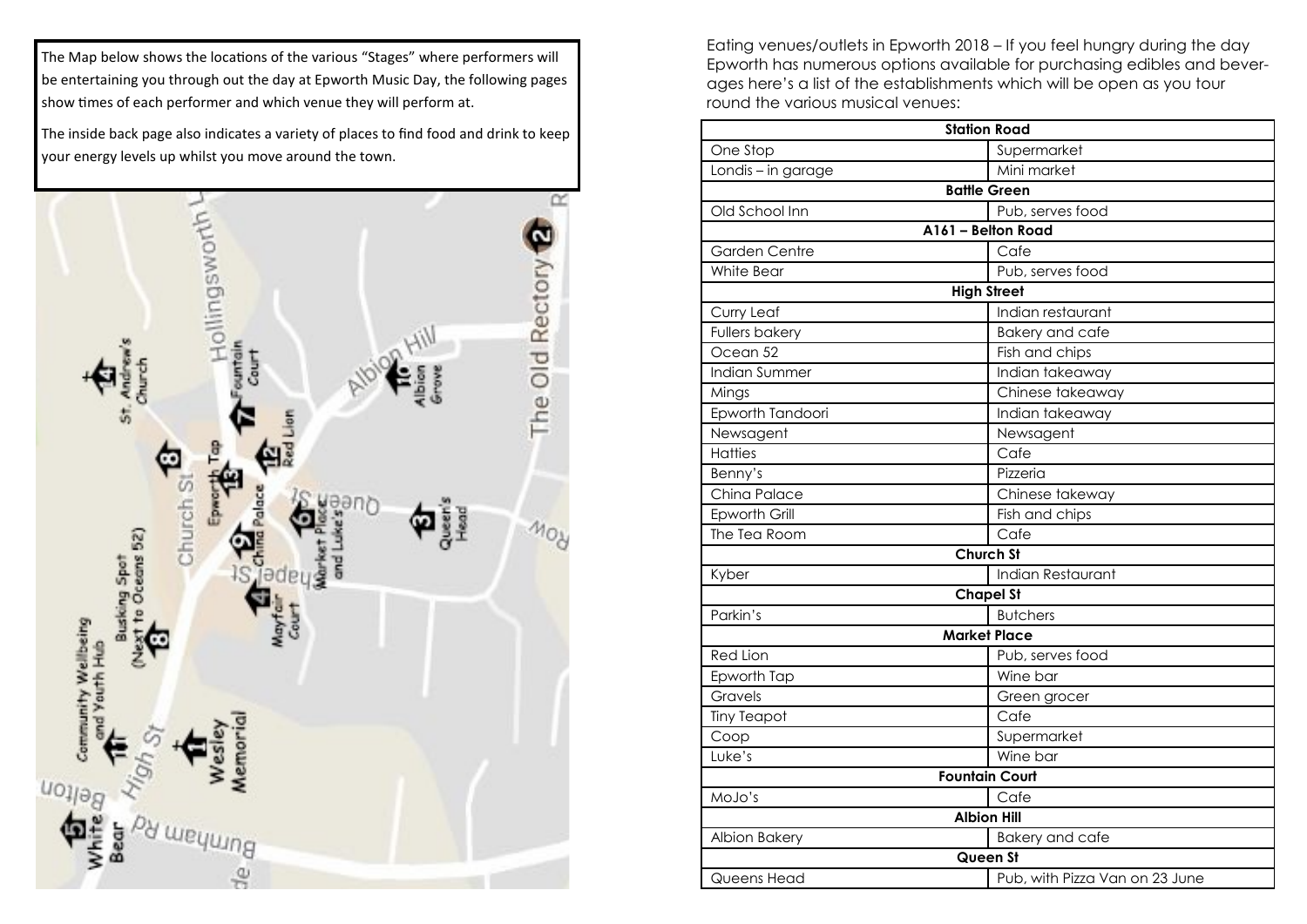The Map below shows the locations of the various "Stages" where performers will be entertaining you through out the day at Epworth Music Day, the following pages show times of each performer and which venue they will perform at.

The inside back page also indicates a variety of places to find food and drink to keep your energy levels up whilst you move around the town.

Eating venues/outlets in Epworth 2018 – If you feel hungry during the day Epworth has numerous options available for purchasing edibles and beverages here's a list of the establishments which will be open as you tour round the various musical venues:

| **Station Road** | |
|---|---|
| One Stop | Supermarket |
| Londis – in garage | Mini market |
| **Battle Green** | |
| Old School Inn | Pub, serves food |
| **A161 – Belton Road** | |
| Garden Centre | Cafe |
| White Bear | Pub, serves food |
| **High Street** | |
| Curry Leaf | Indian restaurant |
| Fullers bakery | Bakery and cafe |
| Ocean 52 | Fish and chips |
| Indian Summer | Indian takeaway |
| Mings | Chinese takeaway |
| Epworth Tandoori | Indian takeaway |
| Newsagent | Newsagent |
| Hatties | Cafe |
| Benny's | Pizzeria |
| China Palace | Chinese takeway |
| Epworth Grill | Fish and chips |
| The Tea Room | Cafe |
| **Church St** | |
| Kyber | Indian Restaurant |
| **Chapel St** | |
| Parkin's | Butchers |
| **Market Place** | |
| Red Lion | Pub, serves food |
| Epworth Tap | Wine bar |
| Gravels | Green grocer |
| Tiny Teapot | Cafe |
| Coop | Supermarket |
| Luke's | Wine bar |
| **Fountain Court** | |
| MoJo's | Cafe |
| **Albion Hill** | |
| Albion Bakery | Bakery and cafe |
| **Queen St** | |
| Queens Head | Pub, with Pizza Van on 23 June |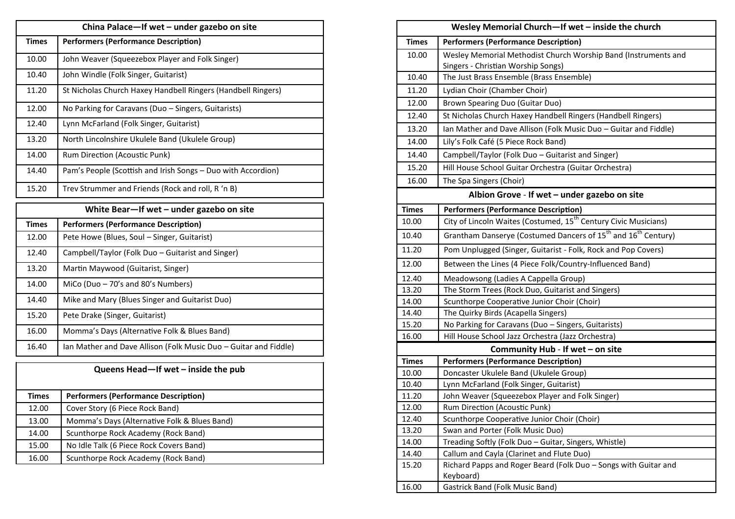| China Palace—If wet – under gazebo on site | |
|---|---|
| **Times** | **Performers (Performance Description)** |
| 10.00 | John Weaver (Squeezebox Player and Folk Singer) |
| 10.40 | John Windle (Folk Singer, Guitarist) |
| 11.20 | St Nicholas Church Haxey Handbell Ringers (Handbell Ringers) |
| 12.00 | No Parking for Caravans (Duo – Singers, Guitarists) |
| 12.40 | Lynn McFarland (Folk Singer, Guitarist) |
| 13.20 | North Lincolnshire Ukulele Band (Ukulele Group) |
| 14.00 | Rum Direction (Acoustic Punk) |
| 14.40 | Pam's People (Scottish and Irish Songs – Duo with Accordion) |
| 15.20 | Trev Strummer and Friends (Rock and roll, R 'n B) |

| White Bear—If wet – under gazebo on site | |
|---|---|
| **Times** | **Performers (Performance Description)** |
| 12.00 | Pete Howe (Blues, Soul – Singer, Guitarist) |
| 12.40 | Campbell/Taylor (Folk Duo – Guitarist and Singer) |
| 13.20 | Martin Maywood (Guitarist, Singer) |
| 14.00 | MiCo (Duo – 70's and 80's Numbers) |
| 14.40 | Mike and Mary (Blues Singer and Guitarist Duo) |
| 15.20 | Pete Drake (Singer, Guitarist) |
| 16.00 | Momma's Days (Alternative Folk & Blues Band) |
| 16.40 | Ian Mather and Dave Allison (Folk Music Duo – Guitar and Fiddle) |

| Queens Head—If wet – inside the pub | |
|---|---|
| **Times** | **Performers (Performance Description)** |
| 12.00 | Cover Story (6 Piece Rock Band) |
| 13.00 | Momma's Days (Alternative Folk & Blues Band) |
| 14.00 | Scunthorpe Rock Academy (Rock Band) |
| 15.00 | No Idle Talk (6 Piece Rock Covers Band) |
| 16.00 | Scunthorpe Rock Academy (Rock Band) |

| Wesley Memorial Church—If wet – inside the church | |
|---|---|
| **Times** | **Performers (Performance Description)** |
| 10.00 | Wesley Memorial Methodist Church Worship Band (Instruments and Singers - Christian Worship Songs) |
| 10.40 | The Just Brass Ensemble (Brass Ensemble) |
| 11.20 | Lydian Choir (Chamber Choir) |
| 12.00 | Brown Spearing Duo (Guitar Duo) |
| 12.40 | St Nicholas Church Haxey Handbell Ringers (Handbell Ringers) |
| 13.20 | Ian Mather and Dave Allison (Folk Music Duo – Guitar and Fiddle) |
| 14.00 | Lily's Folk Café (5 Piece Rock Band) |
| 14.40 | Campbell/Taylor (Folk Duo – Guitarist and Singer) |
| 15.20 | Hill House School Guitar Orchestra (Guitar Orchestra) |
| 16.00 | The Spa Singers (Choir) |

| Albion Grove - If wet – under gazebo on site | |
|---|---|
| **Times** | **Performers (Performance Description)** |
| 10.00 | City of Lincoln Waites (Costumed, 15th Century Civic Musicians) |
| 10.40 | Grantham Danserye (Costumed Dancers of 15th and 16th Century) |
| 11.20 | Pom Unplugged (Singer, Guitarist - Folk, Rock and Pop Covers) |
| 12.00 | Between the Lines (4 Piece Folk/Country-Influenced Band) |
| 12.40 | Meadowsong (Ladies A Cappella Group) |
| 13.20 | The Storm Trees (Rock Duo, Guitarist and Singers) |
| 14.00 | Scunthorpe Cooperative Junior Choir (Choir) |
| 14.40 | The Quirky Birds (Acapella Singers) |
| 15.20 | No Parking for Caravans (Duo – Singers, Guitarists) |
| 16.00 | Hill House School Jazz Orchestra (Jazz Orchestra) |

| Community Hub - If wet – on site | |
|---|---|
| **Times** | **Performers (Performance Description)** |
| 10.00 | Doncaster Ukulele Band (Ukulele Group) |
| 10.40 | Lynn McFarland (Folk Singer, Guitarist) |
| 11.20 | John Weaver (Squeezebox Player and Folk Singer) |
| 12.00 | Rum Direction (Acoustic Punk) |
| 12.40 | Scunthorpe Cooperative Junior Choir (Choir) |
| 13.20 | Swan and Porter (Folk Music Duo) |
| 14.00 | Treading Softly (Folk Duo – Guitar, Singers, Whistle) |
| 14.40 | Callum and Cayla (Clarinet and Flute Duo) |
| 15.20 | Richard Papps and Roger Beard (Folk Duo – Songs with Guitar and Keyboard) |
| 16.00 | Gastrick Band (Folk Music Band) |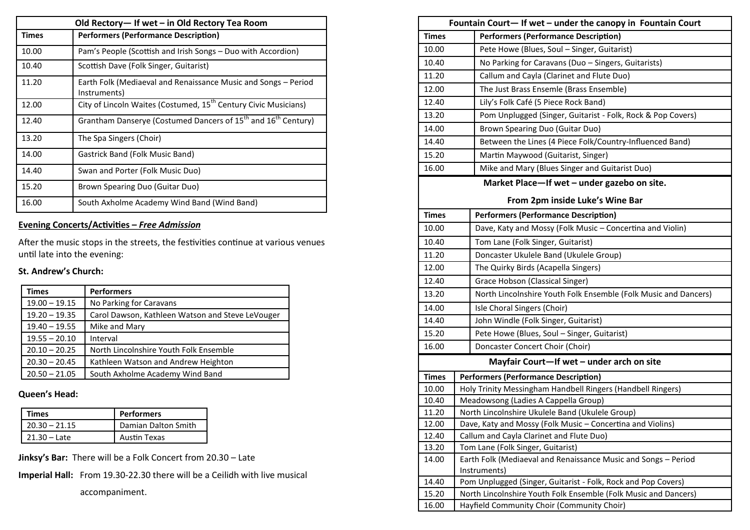| Old Rectory— If wet – in Old Rectory Tea Room | |
|---|---|
| **Times** | **Performers (Performance Description)** |
| 10.00 | Pam's People (Scottish and Irish Songs – Duo with Accordion) |
| 10.40 | Scottish Dave (Folk Singer, Guitarist) |
| 11.20 | Earth Folk (Mediaeval and Renaissance Music and Songs – Period Instruments) |
| 12.00 | City of Lincoln Waites (Costumed, 15th Century Civic Musicians) |
| 12.40 | Grantham Danserye (Costumed Dancers of 15th and 16th Century) |
| 13.20 | The Spa Singers (Choir) |
| 14.00 | Gastrick Band (Folk Music Band) |
| 14.40 | Swan and Porter (Folk Music Duo) |
| 15.20 | Brown Spearing Duo (Guitar Duo) |
| 16.00 | South Axholme Academy Wind Band (Wind Band) |

**Evening Concerts/Activities – *Free Admission***

After the music stops in the streets, the festivities continue at various venues until late into the evening:

**St. Andrew's Church:**

| Times | Performers |
|---|---|
| 19.00 – 19.15 | No Parking for Caravans |
| 19.20 – 19.35 | Carol Dawson, Kathleen Watson and Steve LeVouger |
| 19.40 – 19.55 | Mike and Mary |
| 19.55 – 20.10 | Interval |
| 20.10 – 20.25 | North Lincolnshire Youth Folk Ensemble |
| 20.30 – 20.45 | Kathleen Watson and Andrew Heighton |
| 20.50 – 21.05 | South Axholme Academy Wind Band |

**Queen's Head:**

| Times | Performers |
|---|---|
| 20.30 – 21.15 | Damian Dalton Smith |
| 21.30 – Late | Austin Texas |

**Jinksy's Bar:** There will be a Folk Concert from 20.30 – Late

**Imperial Hall:** From 19.30-22.30 there will be a Ceilidh with live musical accompaniment.

| Fountain Court— If wet – under the canopy in Fountain Court | |
|---|---|
| **Times** | **Performers (Performance Description)** |
| 10.00 | Pete Howe (Blues, Soul – Singer, Guitarist) |
| 10.40 | No Parking for Caravans (Duo – Singers, Guitarists) |
| 11.20 | Callum and Cayla (Clarinet and Flute Duo) |
| 12.00 | The Just Brass Ensemle (Brass Ensemble) |
| 12.40 | Lily's Folk Café (5 Piece Rock Band) |
| 13.20 | Pom Unplugged (Singer, Guitarist - Folk, Rock & Pop Covers) |
| 14.00 | Brown Spearing Duo (Guitar Duo) |
| 14.40 | Between the Lines (4 Piece Folk/Country-Influenced Band) |
| 15.20 | Martin Maywood (Guitarist, Singer) |
| 16.00 | Mike and Mary (Blues Singer and Guitarist Duo) |

| Market Place—If wet – under gazebo on site. From 2pm inside Luke's Wine Bar | |
|---|---|
| **Times** | **Performers (Performance Description)** |
| 10.00 | Dave, Katy and Mossy (Folk Music – Concertina and Violin) |
| 10.40 | Tom Lane (Folk Singer, Guitarist) |
| 11.20 | Doncaster Ukulele Band (Ukulele Group) |
| 12.00 | The Quirky Birds (Acapella Singers) |
| 12.40 | Grace Hobson (Classical Singer) |
| 13.20 | North Lincolnshire Youth Folk Ensemble (Folk Music and Dancers) |
| 14.00 | Isle Choral Singers (Choir) |
| 14.40 | John Windle (Folk Singer, Guitarist) |
| 15.20 | Pete Howe (Blues, Soul – Singer, Guitarist) |
| 16.00 | Doncaster Concert Choir (Choir) |

| Mayfair Court—If wet – under arch on site | |
|---|---|
| **Times** | **Performers (Performance Description)** |
| 10.00 | Holy Trinity Messingham Handbell Ringers (Handbell Ringers) |
| 10.40 | Meadowsong (Ladies A Cappella Group) |
| 11.20 | North Lincolnshire Ukulele Band (Ukulele Group) |
| 12.00 | Dave, Katy and Mossy (Folk Music – Concertina and Violins) |
| 12.40 | Callum and Cayla Clarinet and Flute Duo) |
| 13.20 | Tom Lane (Folk Singer, Guitarist) |
| 14.00 | Earth Folk (Mediaeval and Renaissance Music and Songs – Period Instruments) |
| 14.40 | Pom Unplugged (Singer, Guitarist - Folk, Rock and Pop Covers) |
| 15.20 | North Lincolnshire Youth Folk Ensemble (Folk Music and Dancers) |
| 16.00 | Hayfield Community Choir (Community Choir) |